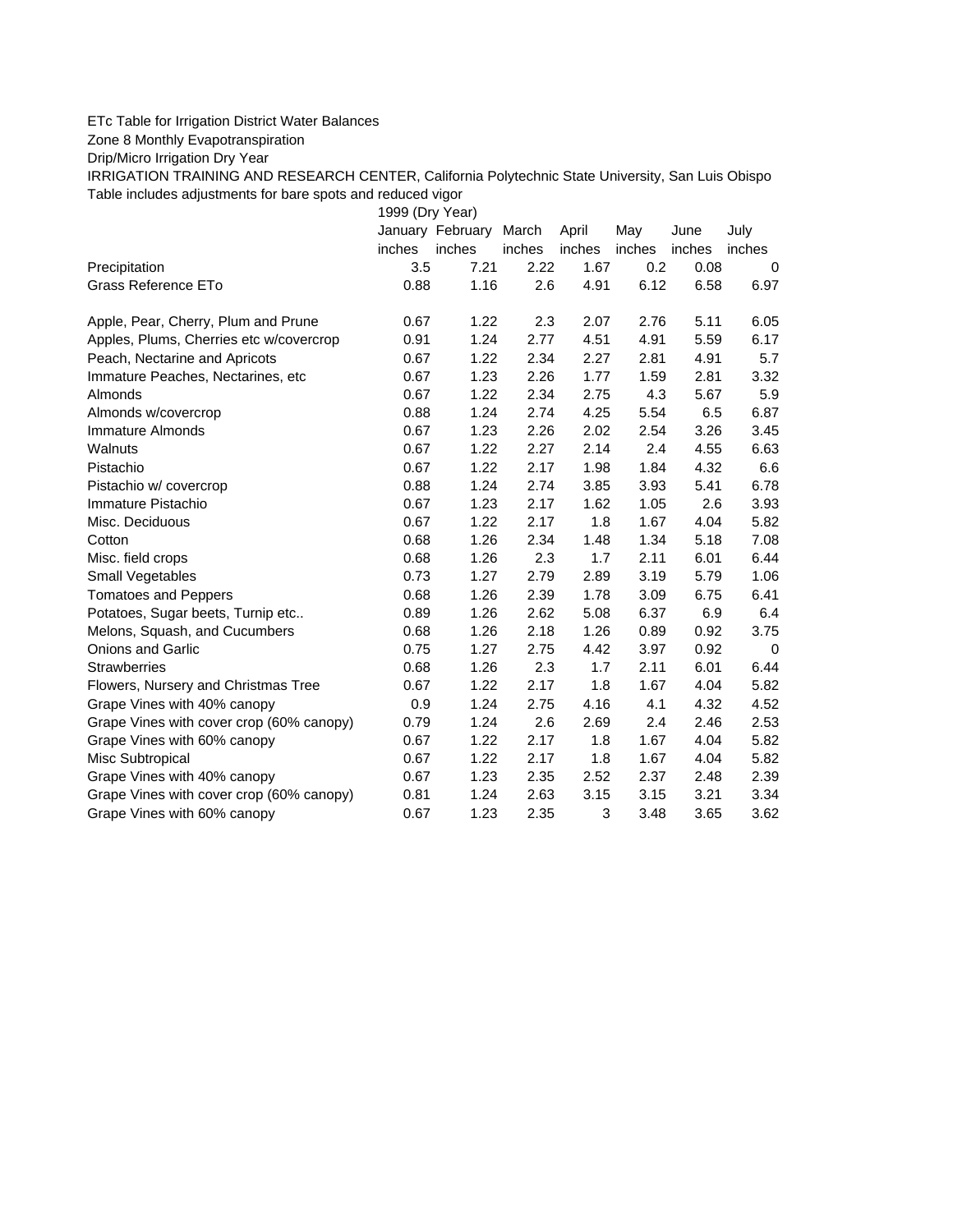ETc Table for Irrigation District Water Balances

Zone 8 Monthly Evapotranspiration

Drip/Micro Irrigation Dry Year

IRRIGATION TRAINING AND RESEARCH CENTER, California Polytechnic State University, San Luis Obispo

Table includes adjustments for bare spots and reduced vigor

| | 1999 (Dry Year) | | | | | | |
|---|---|---|---|---|---|---|---|
| | January | February | March | April | May | June | July |
| | inches | inches | inches | inches | inches | inches | inches |
| Precipitation | 3.5 | 7.21 | 2.22 | 1.67 | 0.2 | 0.08 | 0 |
| Grass Reference ETo | 0.88 | 1.16 | 2.6 | 4.91 | 6.12 | 6.58 | 6.97 |
| | | | | | | | |
| Apple, Pear, Cherry, Plum and Prune | 0.67 | 1.22 | 2.3 | 2.07 | 2.76 | 5.11 | 6.05 |
| Apples, Plums, Cherries etc w/covercrop | 0.91 | 1.24 | 2.77 | 4.51 | 4.91 | 5.59 | 6.17 |
| Peach, Nectarine and Apricots | 0.67 | 1.22 | 2.34 | 2.27 | 2.81 | 4.91 | 5.7 |
| Immature Peaches, Nectarines, etc | 0.67 | 1.23 | 2.26 | 1.77 | 1.59 | 2.81 | 3.32 |
| Almonds | 0.67 | 1.22 | 2.34 | 2.75 | 4.3 | 5.67 | 5.9 |
| Almonds w/covercrop | 0.88 | 1.24 | 2.74 | 4.25 | 5.54 | 6.5 | 6.87 |
| Immature Almonds | 0.67 | 1.23 | 2.26 | 2.02 | 2.54 | 3.26 | 3.45 |
| Walnuts | 0.67 | 1.22 | 2.27 | 2.14 | 2.4 | 4.55 | 6.63 |
| Pistachio | 0.67 | 1.22 | 2.17 | 1.98 | 1.84 | 4.32 | 6.6 |
| Pistachio w/ covercrop | 0.88 | 1.24 | 2.74 | 3.85 | 3.93 | 5.41 | 6.78 |
| Immature Pistachio | 0.67 | 1.23 | 2.17 | 1.62 | 1.05 | 2.6 | 3.93 |
| Misc. Deciduous | 0.67 | 1.22 | 2.17 | 1.8 | 1.67 | 4.04 | 5.82 |
| Cotton | 0.68 | 1.26 | 2.34 | 1.48 | 1.34 | 5.18 | 7.08 |
| Misc. field crops | 0.68 | 1.26 | 2.3 | 1.7 | 2.11 | 6.01 | 6.44 |
| Small Vegetables | 0.73 | 1.27 | 2.79 | 2.89 | 3.19 | 5.79 | 1.06 |
| Tomatoes and Peppers | 0.68 | 1.26 | 2.39 | 1.78 | 3.09 | 6.75 | 6.41 |
| Potatoes, Sugar beets, Turnip etc.. | 0.89 | 1.26 | 2.62 | 5.08 | 6.37 | 6.9 | 6.4 |
| Melons, Squash, and Cucumbers | 0.68 | 1.26 | 2.18 | 1.26 | 0.89 | 0.92 | 3.75 |
| Onions and Garlic | 0.75 | 1.27 | 2.75 | 4.42 | 3.97 | 0.92 | 0 |
| Strawberries | 0.68 | 1.26 | 2.3 | 1.7 | 2.11 | 6.01 | 6.44 |
| Flowers, Nursery and Christmas Tree | 0.67 | 1.22 | 2.17 | 1.8 | 1.67 | 4.04 | 5.82 |
| Grape Vines with 40% canopy | 0.9 | 1.24 | 2.75 | 4.16 | 4.1 | 4.32 | 4.52 |
| Grape Vines with cover crop (60% canopy) | 0.79 | 1.24 | 2.6 | 2.69 | 2.4 | 2.46 | 2.53 |
| Grape Vines with 60% canopy | 0.67 | 1.22 | 2.17 | 1.8 | 1.67 | 4.04 | 5.82 |
| Misc Subtropical | 0.67 | 1.22 | 2.17 | 1.8 | 1.67 | 4.04 | 5.82 |
| Grape Vines with 40% canopy | 0.67 | 1.23 | 2.35 | 2.52 | 2.37 | 2.48 | 2.39 |
| Grape Vines with cover crop (60% canopy) | 0.81 | 1.24 | 2.63 | 3.15 | 3.15 | 3.21 | 3.34 |
| Grape Vines with 60% canopy | 0.67 | 1.23 | 2.35 | 3 | 3.48 | 3.65 | 3.62 |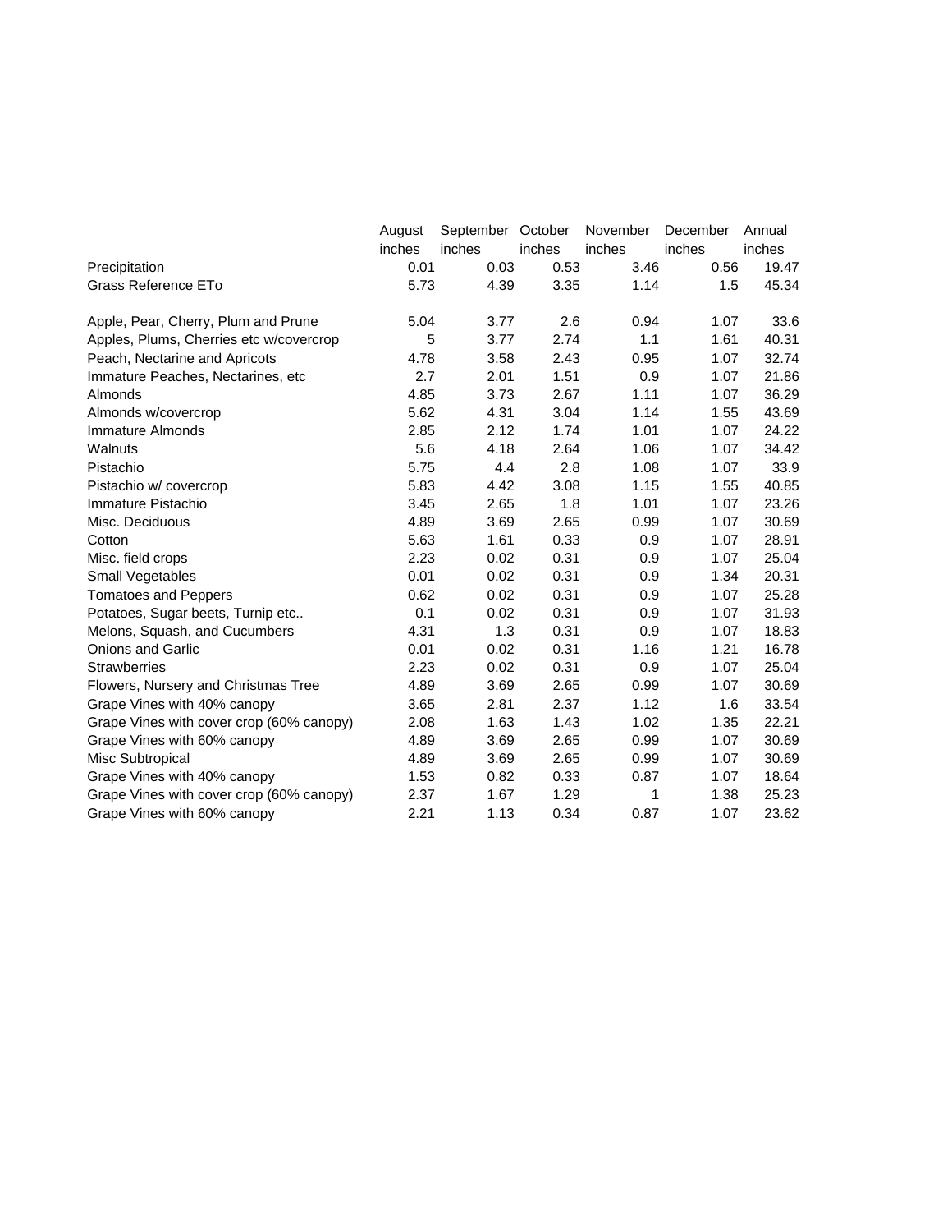| | August inches | September inches | October inches | November inches | December inches | Annual inches |
|---|---|---|---|---|---|---|
| Precipitation | 0.01 | 0.03 | 0.53 | 3.46 | 0.56 | 19.47 |
| Grass Reference ETo | 5.73 | 4.39 | 3.35 | 1.14 | 1.5 | 45.34 |
| | | | | | | |
| Apple, Pear, Cherry, Plum and Prune | 5.04 | 3.77 | 2.6 | 0.94 | 1.07 | 33.6 |
| Apples, Plums, Cherries etc w/covercrop | 5 | 3.77 | 2.74 | 1.1 | 1.61 | 40.31 |
| Peach, Nectarine and Apricots | 4.78 | 3.58 | 2.43 | 0.95 | 1.07 | 32.74 |
| Immature Peaches, Nectarines, etc | 2.7 | 2.01 | 1.51 | 0.9 | 1.07 | 21.86 |
| Almonds | 4.85 | 3.73 | 2.67 | 1.11 | 1.07 | 36.29 |
| Almonds w/covercrop | 5.62 | 4.31 | 3.04 | 1.14 | 1.55 | 43.69 |
| Immature Almonds | 2.85 | 2.12 | 1.74 | 1.01 | 1.07 | 24.22 |
| Walnuts | 5.6 | 4.18 | 2.64 | 1.06 | 1.07 | 34.42 |
| Pistachio | 5.75 | 4.4 | 2.8 | 1.08 | 1.07 | 33.9 |
| Pistachio w/ covercrop | 5.83 | 4.42 | 3.08 | 1.15 | 1.55 | 40.85 |
| Immature Pistachio | 3.45 | 2.65 | 1.8 | 1.01 | 1.07 | 23.26 |
| Misc. Deciduous | 4.89 | 3.69 | 2.65 | 0.99 | 1.07 | 30.69 |
| Cotton | 5.63 | 1.61 | 0.33 | 0.9 | 1.07 | 28.91 |
| Misc. field crops | 2.23 | 0.02 | 0.31 | 0.9 | 1.07 | 25.04 |
| Small Vegetables | 0.01 | 0.02 | 0.31 | 0.9 | 1.34 | 20.31 |
| Tomatoes and Peppers | 0.62 | 0.02 | 0.31 | 0.9 | 1.07 | 25.28 |
| Potatoes, Sugar beets, Turnip etc.. | 0.1 | 0.02 | 0.31 | 0.9 | 1.07 | 31.93 |
| Melons, Squash, and Cucumbers | 4.31 | 1.3 | 0.31 | 0.9 | 1.07 | 18.83 |
| Onions and Garlic | 0.01 | 0.02 | 0.31 | 1.16 | 1.21 | 16.78 |
| Strawberries | 2.23 | 0.02 | 0.31 | 0.9 | 1.07 | 25.04 |
| Flowers, Nursery and Christmas Tree | 4.89 | 3.69 | 2.65 | 0.99 | 1.07 | 30.69 |
| Grape Vines with 40% canopy | 3.65 | 2.81 | 2.37 | 1.12 | 1.6 | 33.54 |
| Grape Vines with cover crop (60% canopy) | 2.08 | 1.63 | 1.43 | 1.02 | 1.35 | 22.21 |
| Grape Vines with 60% canopy | 4.89 | 3.69 | 2.65 | 0.99 | 1.07 | 30.69 |
| Misc Subtropical | 4.89 | 3.69 | 2.65 | 0.99 | 1.07 | 30.69 |
| Grape Vines with 40% canopy | 1.53 | 0.82 | 0.33 | 0.87 | 1.07 | 18.64 |
| Grape Vines with cover crop (60% canopy) | 2.37 | 1.67 | 1.29 | 1 | 1.38 | 25.23 |
| Grape Vines with 60% canopy | 2.21 | 1.13 | 0.34 | 0.87 | 1.07 | 23.62 |